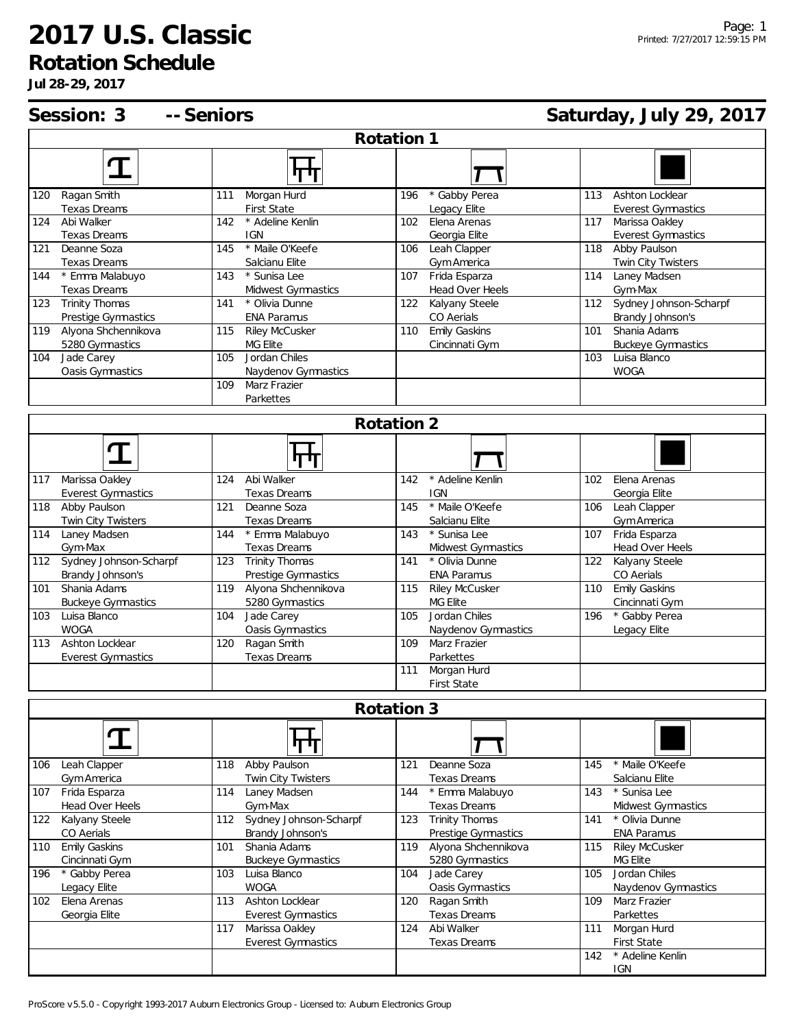# 2017 U.S. Classic

## Rotation Schedule

**Jul 28-29, 2017**

## Session: 3 -- Seniors

**Saturday, July 29, 2017**

### Rotation 1

| Vault | Uneven Bars | Balance Beam | Floor Exercise |
|---|---|---|---|
| 120 Ragan Smith, Texas Dreams | 111 Morgan Hurd, First State | 196 * Gabby Perea, Legacy Elite | 113 Ashton Locklear, Everest Gymnastics |
| 124 Abi Walker, Texas Dreams | 142 * Adeline Kenlin, IGN | 102 Elena Arenas, Georgia Elite | 117 Marissa Oakley, Everest Gymnastics |
| 121 Deanne Soza, Texas Dreams | 145 * Maile O'Keefe, Salcianu Elite | 106 Leah Clapper, Gym America | 118 Abby Paulson, Twin City Twisters |
| 144 * Emma Malabuyo, Texas Dreams | 143 * Sunisa Lee, Midwest Gymnastics | 107 Frida Esparza, Head Over Heels | 114 Laney Madsen, Gym-Max |
| 123 Trinity Thomas, Prestige Gymnastics | 141 * Olivia Dunne, ENA Paramus | 122 Kalyany Steele, CO Aerials | 112 Sydney Johnson-Scharpf, Brandy Johnson's |
| 119 Alyona Shchennikova, 5280 Gymnastics | 115 Riley McCusker, MG Elite | 110 Emily Gaskins, Cincinnati Gym | 101 Shania Adams, Buckeye Gymnastics |
| 104 Jade Carey, Oasis Gymnastics | 105 Jordan Chiles, Naydenov Gymnastics | | 103 Luisa Blanco, WOGA |
| | 109 Marz Frazier, Parkettes | | |

### Rotation 2

| Vault | Uneven Bars | Balance Beam | Floor Exercise |
|---|---|---|---|
| 117 Marissa Oakley, Everest Gymnastics | 124 Abi Walker, Texas Dreams | 142 * Adeline Kenlin, IGN | 102 Elena Arenas, Georgia Elite |
| 118 Abby Paulson, Twin City Twisters | 121 Deanne Soza, Texas Dreams | 145 * Maile O'Keefe, Salcianu Elite | 106 Leah Clapper, Gym America |
| 114 Laney Madsen, Gym-Max | 144 * Emma Malabuyo, Texas Dreams | 143 * Sunisa Lee, Midwest Gymnastics | 107 Frida Esparza, Head Over Heels |
| 112 Sydney Johnson-Scharpf, Brandy Johnson's | 123 Trinity Thomas, Prestige Gymnastics | 141 * Olivia Dunne, ENA Paramus | 122 Kalyany Steele, CO Aerials |
| 101 Shania Adams, Buckeye Gymnastics | 119 Alyona Shchennikova, 5280 Gymnastics | 115 Riley McCusker, MG Elite | 110 Emily Gaskins, Cincinnati Gym |
| 103 Luisa Blanco, WOGA | 104 Jade Carey, Oasis Gymnastics | 105 Jordan Chiles, Naydenov Gymnastics | 196 * Gabby Perea, Legacy Elite |
| 113 Ashton Locklear, Everest Gymnastics | 120 Ragan Smith, Texas Dreams | 109 Marz Frazier, Parkettes | |
| | | 111 Morgan Hurd, First State | |

### Rotation 3

| Vault | Uneven Bars | Balance Beam | Floor Exercise |
|---|---|---|---|
| 106 Leah Clapper, Gym America | 118 Abby Paulson, Twin City Twisters | 121 Deanne Soza, Texas Dreams | 145 * Maile O'Keefe, Salcianu Elite |
| 107 Frida Esparza, Head Over Heels | 114 Laney Madsen, Gym-Max | 144 * Emma Malabuyo, Texas Dreams | 143 * Sunisa Lee, Midwest Gymnastics |
| 122 Kalyany Steele, CO Aerials | 112 Sydney Johnson-Scharpf, Brandy Johnson's | 123 Trinity Thomas, Prestige Gymnastics | 141 * Olivia Dunne, ENA Paramus |
| 110 Emily Gaskins, Cincinnati Gym | 101 Shania Adams, Buckeye Gymnastics | 119 Alyona Shchennikova, 5280 Gymnastics | 115 Riley McCusker, MG Elite |
| 196 * Gabby Perea, Legacy Elite | 103 Luisa Blanco, WOGA | 104 Jade Carey, Oasis Gymnastics | 105 Jordan Chiles, Naydenov Gymnastics |
| 102 Elena Arenas, Georgia Elite | 113 Ashton Locklear, Everest Gymnastics | 120 Ragan Smith, Texas Dreams | 109 Marz Frazier, Parkettes |
| | 117 Marissa Oakley, Everest Gymnastics | 124 Abi Walker, Texas Dreams | 111 Morgan Hurd, First State |
| | | | 142 * Adeline Kenlin, IGN |

ProScore v5.5.0 - Copyright 1993-2017 Auburn Electronics Group - Licensed to: Auburn Electronics Group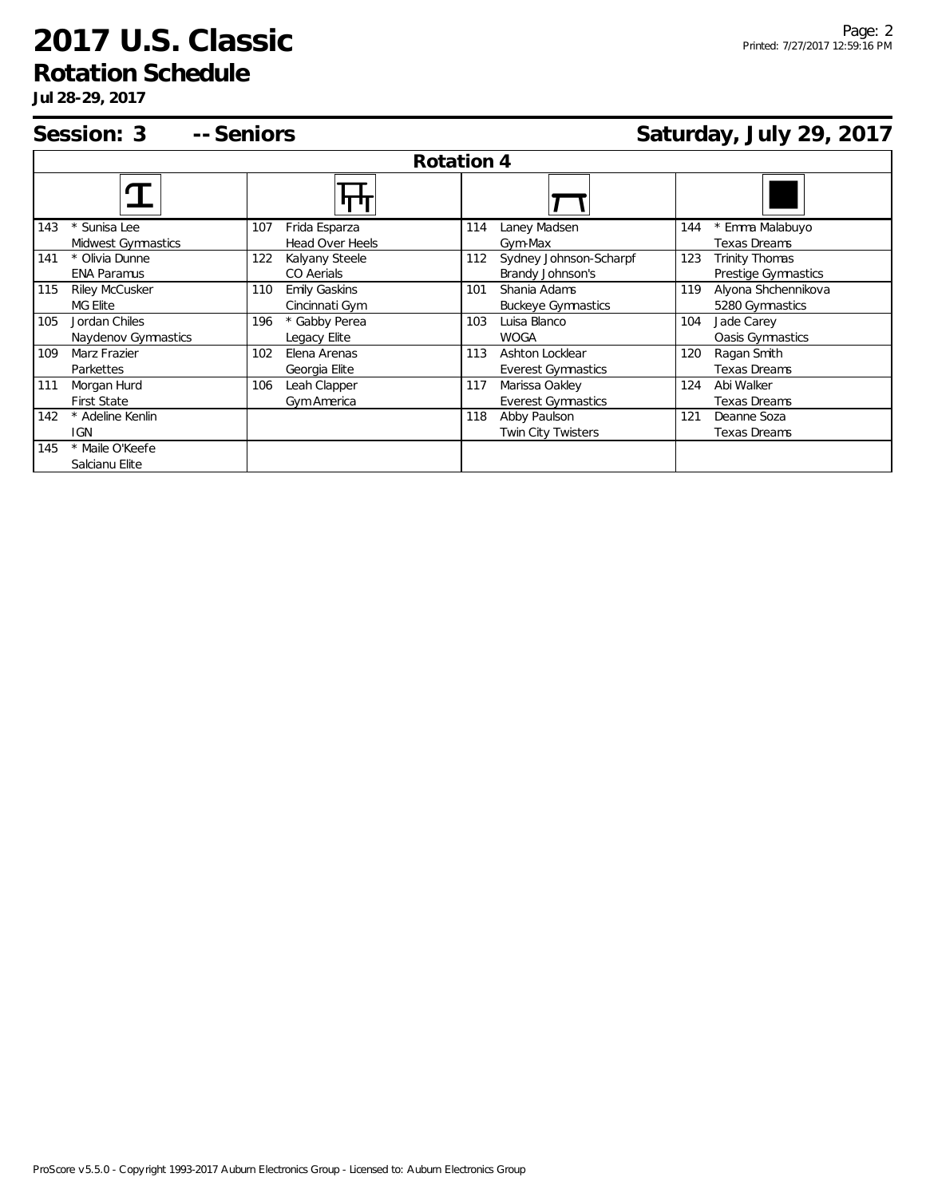# 2017 U.S. Classic
## Rotation Schedule
**Jul 28-29, 2017**

**Session: 3 -- Seniors** **Saturday, July 29, 2017**

### Rotation 4

| Vault | | Uneven Bars | | Balance Beam | | Floor Exercise | |
|---|---|---|---|---|---|---|---|
| 143 | * Sunisa Lee<br>Midwest Gymnastics | 107 | Frida Esparza<br>Head Over Heels | 114 | Laney Madsen<br>Gym-Max | 144 | * Emma Malabuyo<br>Texas Dreams |
| 141 | * Olivia Dunne<br>ENA Paramus | 122 | Kalyany Steele<br>CO Aerials | 112 | Sydney Johnson-Scharpf<br>Brandy Johnson's | 123 | Trinity Thomas<br>Prestige Gymnastics |
| 115 | Riley McCusker<br>MG Elite | 110 | Emily Gaskins<br>Cincinnati Gym | 101 | Shania Adams<br>Buckeye Gymnastics | 119 | Alyona Shchennikova<br>5280 Gymnastics |
| 105 | Jordan Chiles<br>Naydenov Gymnastics | 196 | * Gabby Perea<br>Legacy Elite | 103 | Luisa Blanco<br>WOGA | 104 | Jade Carey<br>Oasis Gymnastics |
| 109 | Marz Frazier<br>Parkettes | 102 | Elena Arenas<br>Georgia Elite | 113 | Ashton Locklear<br>Everest Gymnastics | 120 | Ragan Smith<br>Texas Dreams |
| 111 | Morgan Hurd<br>First State | 106 | Leah Clapper<br>Gym America | 117 | Marissa Oakley<br>Everest Gymnastics | 124 | Abi Walker<br>Texas Dreams |
| 142 | * Adeline Kenlin<br>IGN | | | 118 | Abby Paulson<br>Twin City Twisters | 121 | Deanne Soza<br>Texas Dreams |
| 145 | * Maile O'Keefe<br>Salcianu Elite | | | | | | |